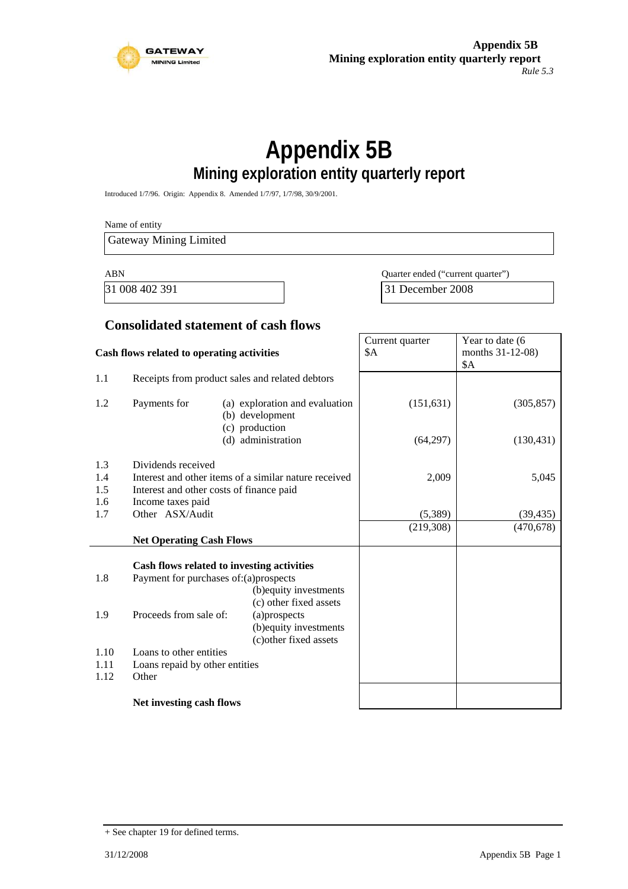# Appendix 5B
## Mining exploration entity quarterly report

Introduced 1/7/96. Origin: Appendix 8. Amended 1/7/97, 1/7/98, 30/9/2001.

Name of entity

Gateway Mining Limited

| ABN | Quarter ended ("current quarter") |
|---|---|
| 31 008 402 391 | 31 December 2008 |

### Consolidated statement of cash flows

| | Cash flows related to operating activities | | Current quarter $A | Year to date (6 months 31-12-08) $A |
|---|---|---|---|---|
| 1.1 | Receipts from product sales and related debtors | | | |
| 1.2 | Payments for | (a) exploration and evaluation | (151,631) | (305,857) |
| | | (b) development | | |
| | | (c) production | | |
| | | (d) administration | (64,297) | (130,431) |
| 1.3 | Dividends received | | | |
| 1.4 | Interest and other items of a similar nature received | | 2,009 | 5,045 |
| 1.5 | Interest and other costs of finance paid | | | |
| 1.6 | Income taxes paid | | | |
| 1.7 | Other ASX/Audit | | (5,389) | (39,435) |
| | **Net Operating Cash Flows** | | (219,308) | (470,678) |
| | **Cash flows related to investing activities** | | | |
| 1.8 | Payment for purchases of: | (a)prospects | | |
| | | (b)equity investments | | |
| | | (c) other fixed assets | | |
| 1.9 | Proceeds from sale of: | (a)prospects | | |
| | | (b)equity investments | | |
| | | (c)other fixed assets | | |
| 1.10 | Loans to other entities | | | |
| 1.11 | Loans repaid by other entities | | | |
| 1.12 | Other | | | |
| | **Net investing cash flows** | | | |

+ See chapter 19 for defined terms.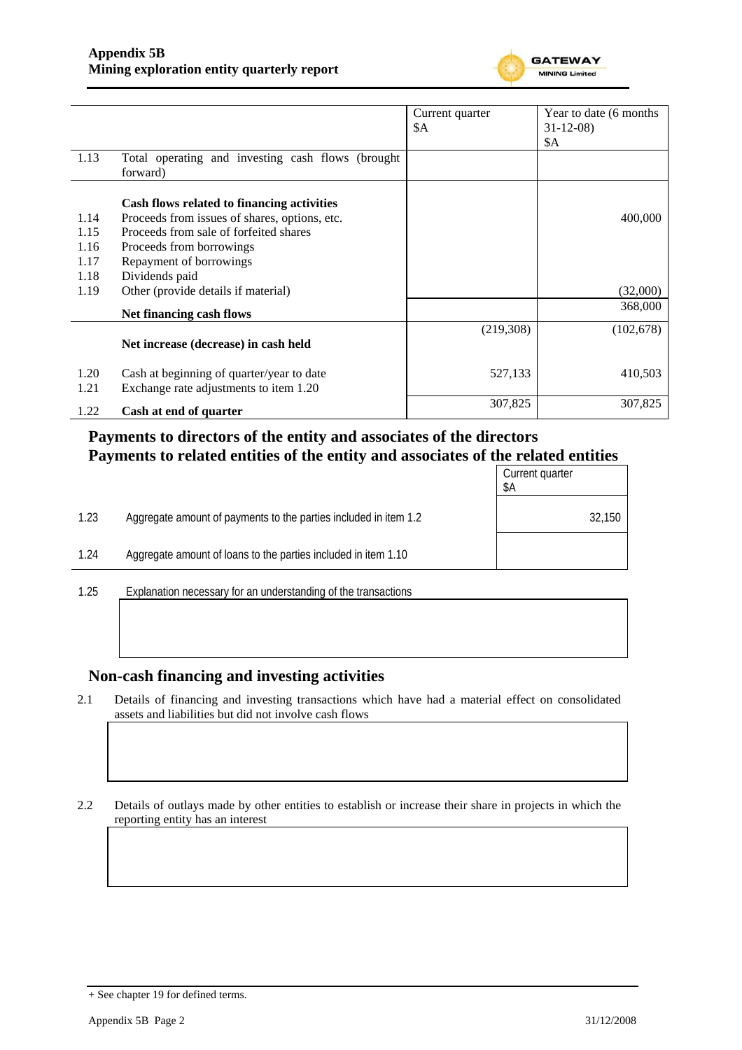| | | Current quarter $A | Year to date (6 months 31-12-08) $A |
|---|---|---|---|
| 1.13 | Total operating and investing cash flows (brought forward) | | |
| | **Cash flows related to financing activities** | | |
| 1.14 | Proceeds from issues of shares, options, etc. | | 400,000 |
| 1.15 | Proceeds from sale of forfeited shares | | |
| 1.16 | Proceeds from borrowings | | |
| 1.17 | Repayment of borrowings | | |
| 1.18 | Dividends paid | | |
| 1.19 | Other (provide details if material) | | (32,000) |
| | **Net financing cash flows** | | 368,000 |
| | **Net increase (decrease) in cash held** | (219,308) | (102,678) |
| 1.20 | Cash at beginning of quarter/year to date | 527,133 | 410,503 |
| 1.21 | Exchange rate adjustments to item 1.20 | | |
| 1.22 | **Cash at end of quarter** | 307,825 | 307,825 |

## Payments to directors of the entity and associates of the directors
## Payments to related entities of the entity and associates of the related entities

| | | Current quarter $A |
|---|---|---|
| 1.23 | Aggregate amount of payments to the parties included in item 1.2 | 32,150 |
| 1.24 | Aggregate amount of loans to the parties included in item 1.10 | |

1.25 Explanation necessary for an understanding of the transactions

## Non-cash financing and investing activities

2.1 Details of financing and investing transactions which have had a material effect on consolidated assets and liabilities but did not involve cash flows

2.2 Details of outlays made by other entities to establish or increase their share in projects in which the reporting entity has an interest

+ See chapter 19 for defined terms.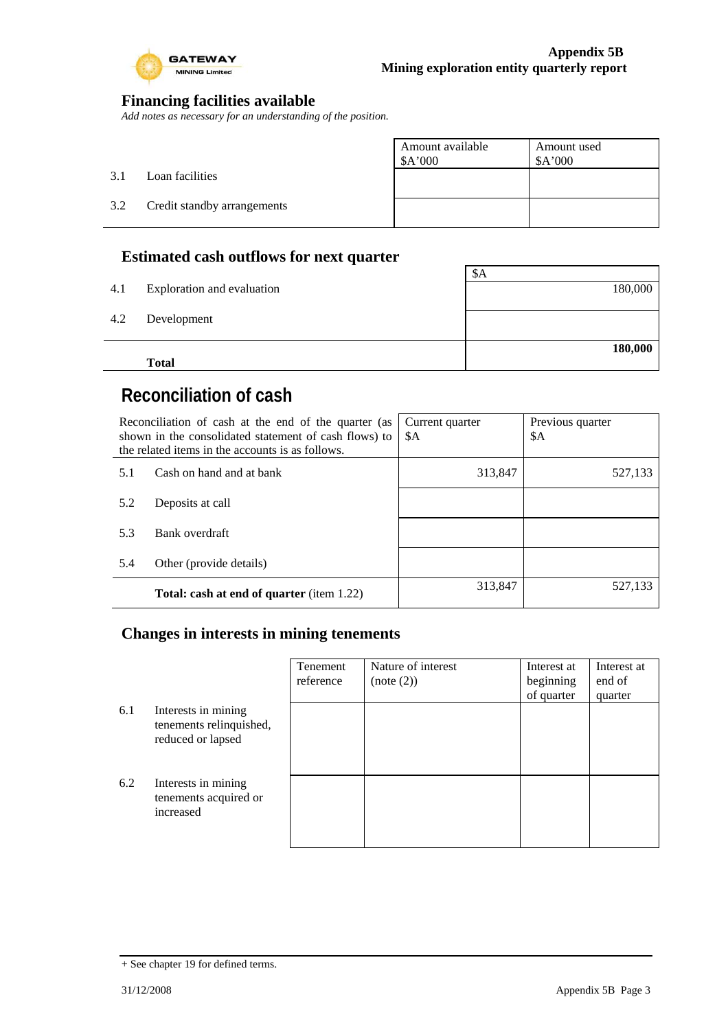## Financing facilities available

*Add notes as necessary for an understanding of the position.*

| | | Amount available $A'000 | Amount used $A'000 |
|---|---|---|---|
| 3.1 | Loan facilities | | |
| 3.2 | Credit standby arrangements | | |

## Estimated cash outflows for next quarter

| | | $A |
|---|---|---|
| 4.1 | Exploration and evaluation | 180,000 |
| 4.2 | Development | |
| | **Total** | **180,000** |

# Reconciliation of cash

| Reconciliation of cash at the end of the quarter (as shown in the consolidated statement of cash flows) to the related items in the accounts is as follows. | | Current quarter $A | Previous quarter $A |
|---|---|---|---|
| 5.1 | Cash on hand and at bank | 313,847 | 527,133 |
| 5.2 | Deposits at call | | |
| 5.3 | Bank overdraft | | |
| 5.4 | Other (provide details) | | |
| | **Total: cash at end of quarter** (item 1.22) | 313,847 | 527,133 |

## Changes in interests in mining tenements

| | | Tenement reference | Nature of interest (note (2)) | Interest at beginning of quarter | Interest at end of quarter |
|---|---|---|---|---|---|
| 6.1 | Interests in mining tenements relinquished, reduced or lapsed | | | | |
| 6.2 | Interests in mining tenements acquired or increased | | | | |

+ See chapter 19 for defined terms.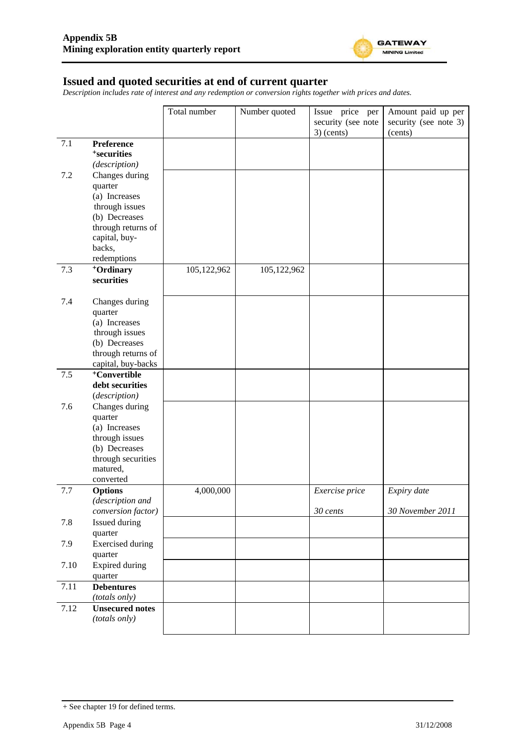## Issued and quoted securities at end of current quarter

*Description includes rate of interest and any redemption or conversion rights together with prices and dates.*

| | | Total number | Number quoted | Issue price per security (see note 3) (cents) | Amount paid up per security (see note 3) (cents) |
|---|---|---|---|---|---|
| 7.1 | **Preference +securities** *(description)* | | | | |
| 7.2 | Changes during quarter (a) Increases through issues (b) Decreases through returns of capital, buy-backs, redemptions | | | | |
| 7.3 | **+Ordinary securities** | 105,122,962 | 105,122,962 | | |
| 7.4 | Changes during quarter (a) Increases through issues (b) Decreases through returns of capital, buy-backs | | | | |
| 7.5 | **+Convertible debt securities** *(description)* | | | | |
| 7.6 | Changes during quarter (a) Increases through issues (b) Decreases through securities matured, converted | | | | |
| 7.7 | **Options** *(description and conversion factor)* | 4,000,000 | | *Exercise price* *30 cents* | *Expiry date* *30 November 2011* |
| 7.8 | Issued during quarter | | | | |
| 7.9 | Exercised during quarter | | | | |
| 7.10 | Expired during quarter | | | | |
| 7.11 | **Debentures** *(totals only)* | | | | |
| 7.12 | **Unsecured notes** *(totals only)* | | | | |

+ See chapter 19 for defined terms.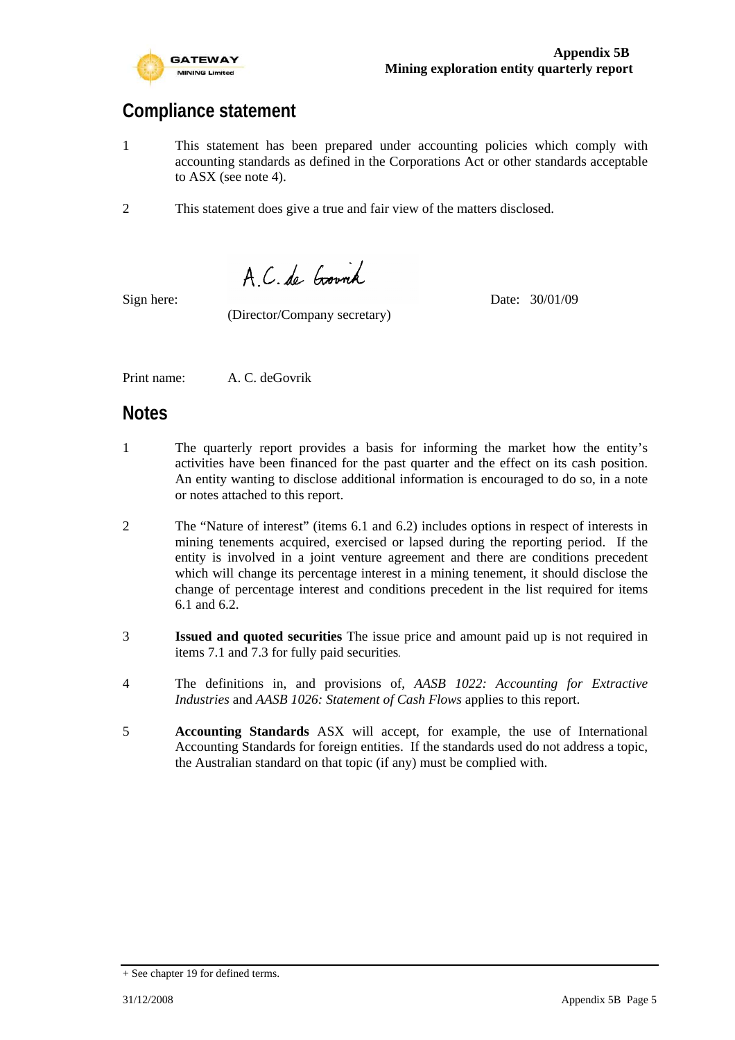## Compliance statement

1 This statement has been prepared under accounting policies which comply with accounting standards as defined in the Corporations Act or other standards acceptable to ASX (see note 4).

2 This statement does give a true and fair view of the matters disclosed.

Sign here: A.C. de Govrik (Director/Company secretary) Date: 30/01/09

Print name: A. C. deGovrik

## Notes

1 The quarterly report provides a basis for informing the market how the entity's activities have been financed for the past quarter and the effect on its cash position. An entity wanting to disclose additional information is encouraged to do so, in a note or notes attached to this report.

2 The "Nature of interest" (items 6.1 and 6.2) includes options in respect of interests in mining tenements acquired, exercised or lapsed during the reporting period. If the entity is involved in a joint venture agreement and there are conditions precedent which will change its percentage interest in a mining tenement, it should disclose the change of percentage interest and conditions precedent in the list required for items 6.1 and 6.2.

3 **Issued and quoted securities** The issue price and amount paid up is not required in items 7.1 and 7.3 for fully paid securities.

4 The definitions in, and provisions of, *AASB 1022: Accounting for Extractive Industries* and *AASB 1026: Statement of Cash Flows* applies to this report.

5 **Accounting Standards** ASX will accept, for example, the use of International Accounting Standards for foreign entities. If the standards used do not address a topic, the Australian standard on that topic (if any) must be complied with.

+ See chapter 19 for defined terms.